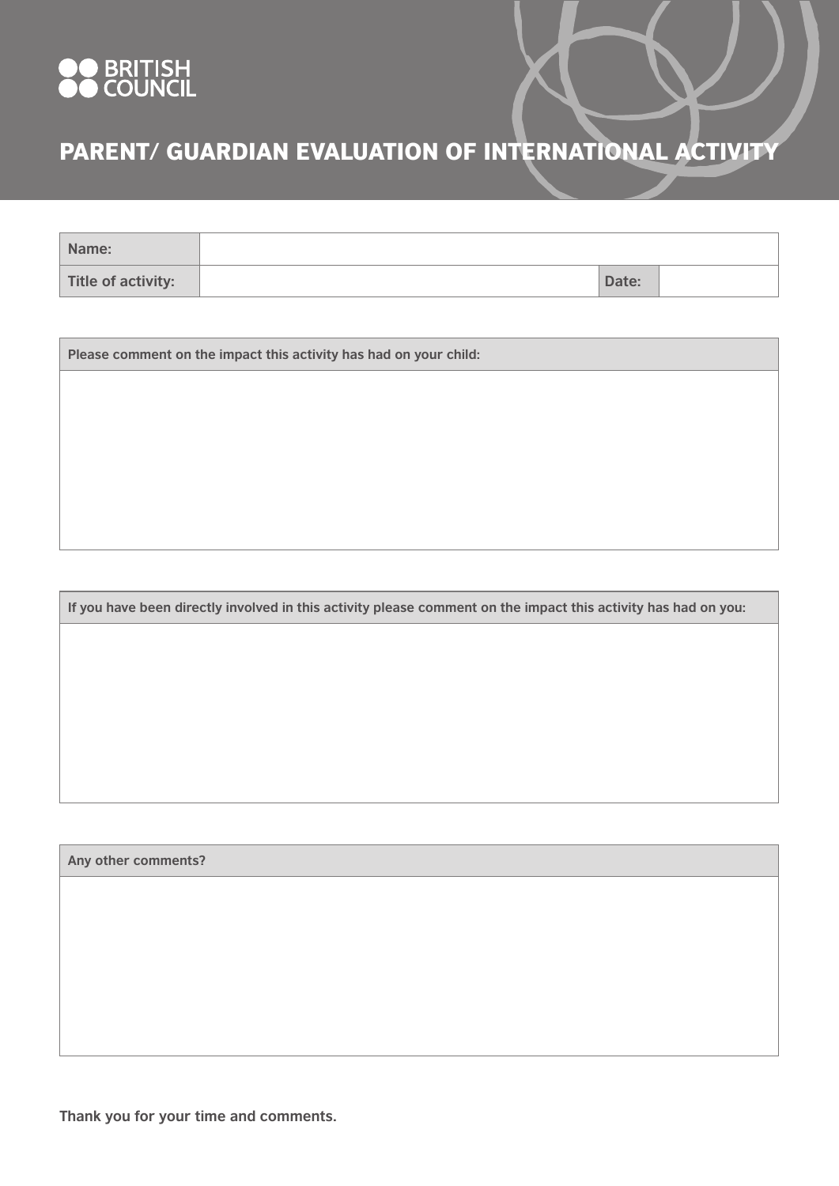BRITISH COUNCIL

# PARENT/ GUARDIAN EVALUATION OF INTERNATIONAL ACTIVITY

| **Name:** | | | |
|---|---|---|---|
| **Title of activity:** | | **Date:** | |

| **Please comment on the impact this activity has had on your child:** |
|---|
| |

| **If you have been directly involved in this activity please comment on the impact this activity has had on you:** |
|---|
| |

| **Any other comments?** |
|---|
| |

**Thank you for your time and comments.**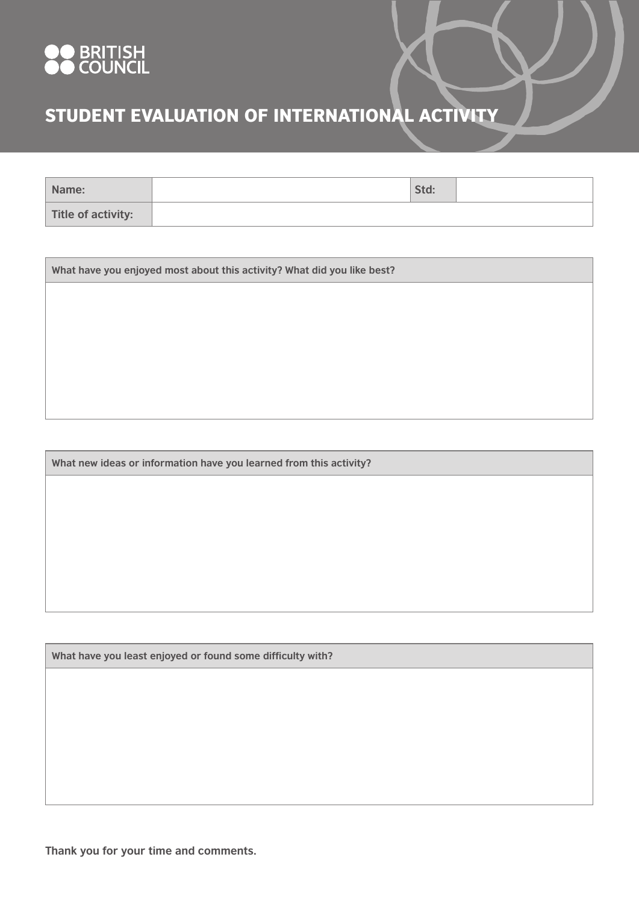BRITISH COUNCIL

# STUDENT EVALUATION OF INTERNATIONAL ACTIVITY

| Name: | | Std: | |
|---|---|---|---|
| Title of activity: | | | |

| What have you enjoyed most about this activity? What did you like best? |
|---|
| |

| What new ideas or information have you learned from this activity? |
|---|
| |

| What have you least enjoyed or found some difficulty with? |
|---|
| |

**Thank you for your time and comments.**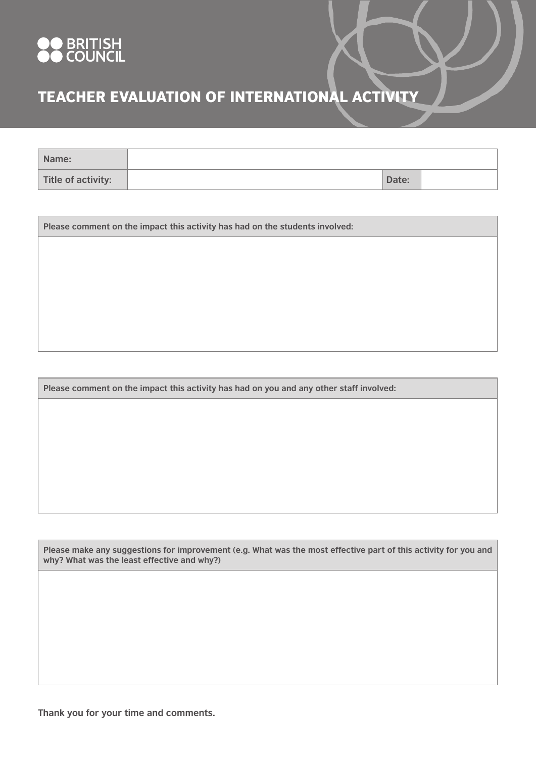BRITISH COUNCIL

# TEACHER EVALUATION OF INTERNATIONAL ACTIVITY

| **Name:** | | | |
|---|---|---|---|
| **Title of activity:** | | **Date:** | |

| **Please comment on the impact this activity has had on the students involved:** |
|---|
| |

| **Please comment on the impact this activity has had on you and any other staff involved:** |
|---|
| |

| **Please make any suggestions for improvement (e.g. What was the most effective part of this activity for you and why? What was the least effective and why?)** |
|---|
| |

**Thank you for your time and comments.**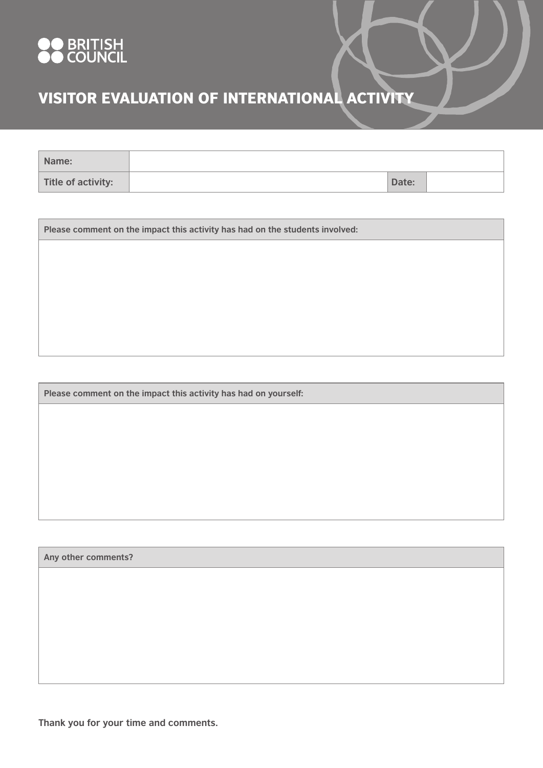BRITISH COUNCIL

# VISITOR EVALUATION OF INTERNATIONAL ACTIVITY

| | | | |
|---|---|---|---|
| **Name:** | | | |
| **Title of activity:** | | **Date:** | |

| **Please comment on the impact this activity has had on the students involved:** |
|---|
| |

| **Please comment on the impact this activity has had on yourself:** |
|---|
| |

| **Any other comments?** |
|---|
| |

**Thank you for your time and comments.**